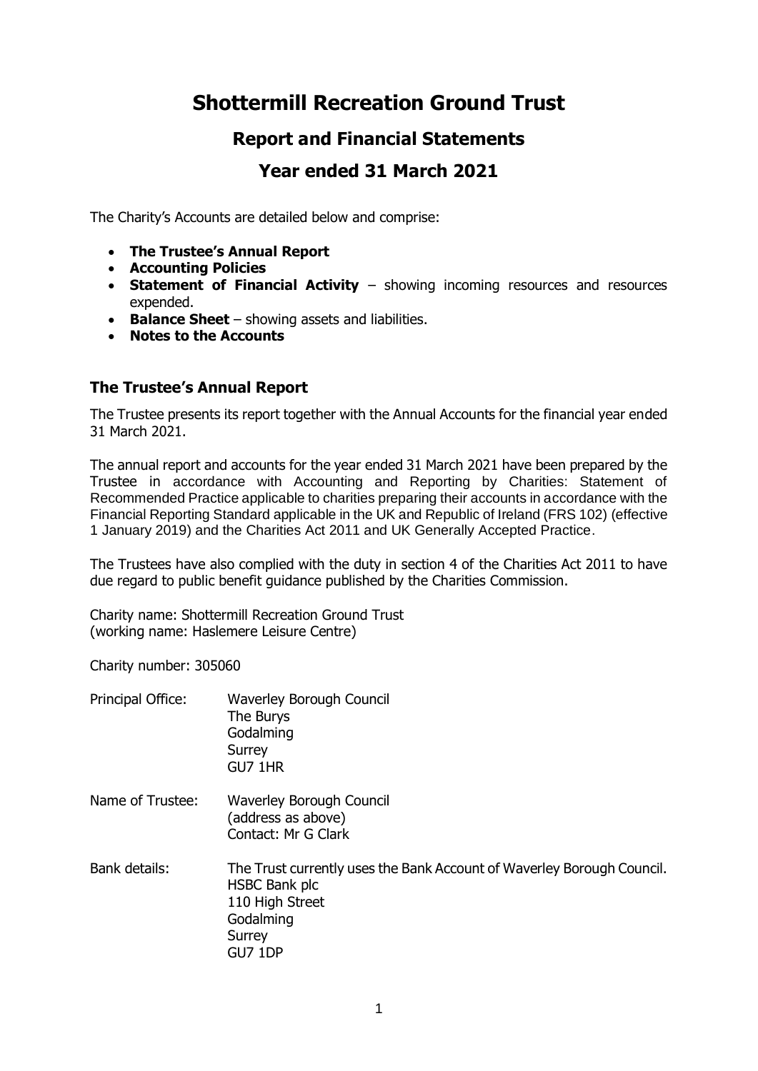# Shottermill Recreation Ground Trust

## Report and Financial Statements

## Year ended 31 March 2021

The Charity's Accounts are detailed below and comprise:

- **The Trustee's Annual Report**
- **Accounting Policies**
- **Statement of Financial Activity** – showing incoming resources and resources expended.
- **Balance Sheet** – showing assets and liabilities.
- **Notes to the Accounts**

### The Trustee's Annual Report

The Trustee presents its report together with the Annual Accounts for the financial year ended 31 March 2021.

The annual report and accounts for the year ended 31 March 2021 have been prepared by the Trustee in accordance with Accounting and Reporting by Charities: Statement of Recommended Practice applicable to charities preparing their accounts in accordance with the Financial Reporting Standard applicable in the UK and Republic of Ireland (FRS 102) (effective 1 January 2019) and the Charities Act 2011 and UK Generally Accepted Practice.

The Trustees have also complied with the duty in section 4 of the Charities Act 2011 to have due regard to public benefit guidance published by the Charities Commission.

Charity name: Shottermill Recreation Ground Trust
(working name: Haslemere Leisure Centre)

Charity number: 305060

| | |
|---|---|
| Principal Office: | Waverley Borough Council<br>The Burys<br>Godalming<br>Surrey<br>GU7 1HR |
| Name of Trustee: | Waverley Borough Council<br>(address as above)<br>Contact: Mr G Clark |
| Bank details: | The Trust currently uses the Bank Account of Waverley Borough Council.<br>HSBC Bank plc<br>110 High Street<br>Godalming<br>Surrey<br>GU7 1DP |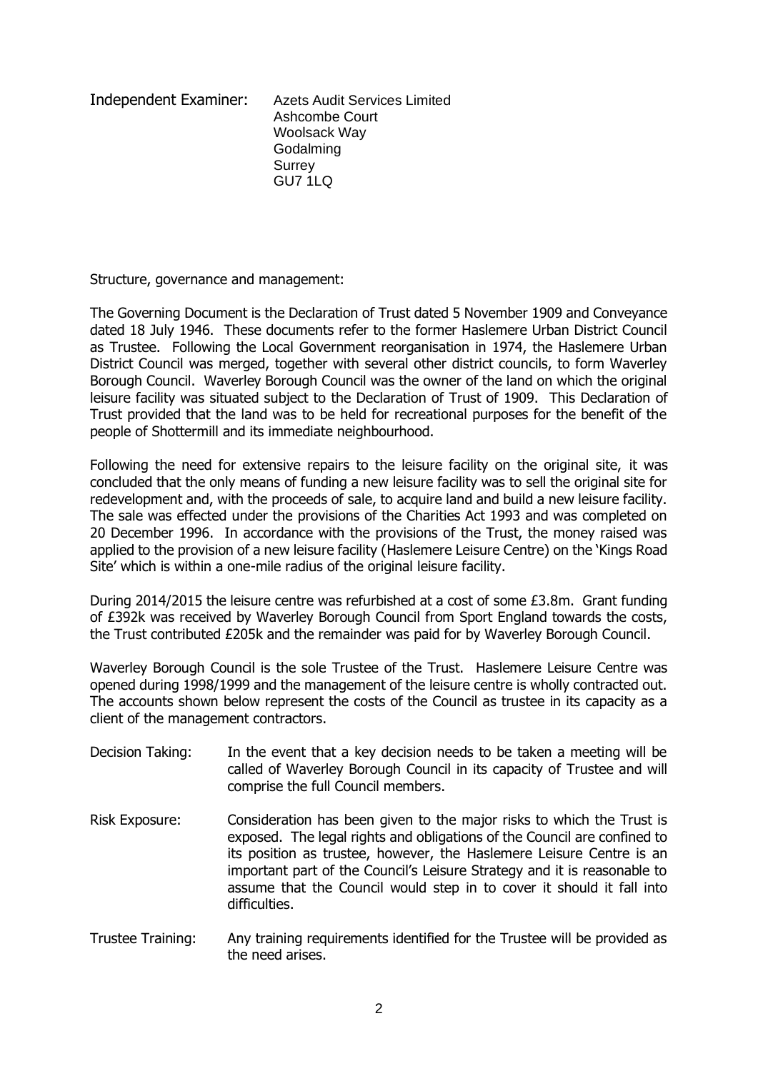Independent Examiner: Azets Audit Services Limited
Ashcombe Court
Woolsack Way
Godalming
Surrey
GU7 1LQ

Structure, governance and management:

The Governing Document is the Declaration of Trust dated 5 November 1909 and Conveyance dated 18 July 1946. These documents refer to the former Haslemere Urban District Council as Trustee. Following the Local Government reorganisation in 1974, the Haslemere Urban District Council was merged, together with several other district councils, to form Waverley Borough Council. Waverley Borough Council was the owner of the land on which the original leisure facility was situated subject to the Declaration of Trust of 1909. This Declaration of Trust provided that the land was to be held for recreational purposes for the benefit of the people of Shottermill and its immediate neighbourhood.

Following the need for extensive repairs to the leisure facility on the original site, it was concluded that the only means of funding a new leisure facility was to sell the original site for redevelopment and, with the proceeds of sale, to acquire land and build a new leisure facility. The sale was effected under the provisions of the Charities Act 1993 and was completed on 20 December 1996. In accordance with the provisions of the Trust, the money raised was applied to the provision of a new leisure facility (Haslemere Leisure Centre) on the 'Kings Road Site' which is within a one-mile radius of the original leisure facility.

During 2014/2015 the leisure centre was refurbished at a cost of some £3.8m. Grant funding of £392k was received by Waverley Borough Council from Sport England towards the costs, the Trust contributed £205k and the remainder was paid for by Waverley Borough Council.

Waverley Borough Council is the sole Trustee of the Trust. Haslemere Leisure Centre was opened during 1998/1999 and the management of the leisure centre is wholly contracted out. The accounts shown below represent the costs of the Council as trustee in its capacity as a client of the management contractors.

Decision Taking: In the event that a key decision needs to be taken a meeting will be called of Waverley Borough Council in its capacity of Trustee and will comprise the full Council members.

Risk Exposure: Consideration has been given to the major risks to which the Trust is exposed. The legal rights and obligations of the Council are confined to its position as trustee, however, the Haslemere Leisure Centre is an important part of the Council's Leisure Strategy and it is reasonable to assume that the Council would step in to cover it should it fall into difficulties.

Trustee Training: Any training requirements identified for the Trustee will be provided as the need arises.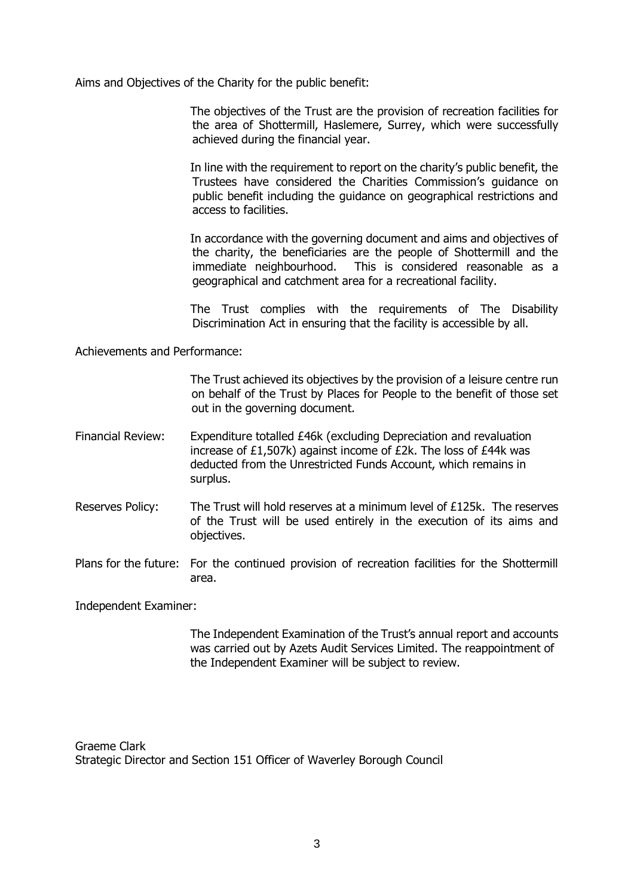Aims and Objectives of the Charity for the public benefit:

The objectives of the Trust are the provision of recreation facilities for the area of Shottermill, Haslemere, Surrey, which were successfully achieved during the financial year.

In line with the requirement to report on the charity's public benefit, the Trustees have considered the Charities Commission's guidance on public benefit including the guidance on geographical restrictions and access to facilities.

In accordance with the governing document and aims and objectives of the charity, the beneficiaries are the people of Shottermill and the immediate neighbourhood. This is considered reasonable as a geographical and catchment area for a recreational facility.

The Trust complies with the requirements of The Disability Discrimination Act in ensuring that the facility is accessible by all.

Achievements and Performance:

The Trust achieved its objectives by the provision of a leisure centre run on behalf of the Trust by Places for People to the benefit of those set out in the governing document.

Financial Review: Expenditure totalled £46k (excluding Depreciation and revaluation increase of £1,507k) against income of £2k. The loss of £44k was deducted from the Unrestricted Funds Account, which remains in surplus.

Reserves Policy: The Trust will hold reserves at a minimum level of £125k. The reserves of the Trust will be used entirely in the execution of its aims and objectives.

Plans for the future: For the continued provision of recreation facilities for the Shottermill area.

Independent Examiner:

The Independent Examination of the Trust's annual report and accounts was carried out by Azets Audit Services Limited. The reappointment of the Independent Examiner will be subject to review.

Graeme Clark
Strategic Director and Section 151 Officer of Waverley Borough Council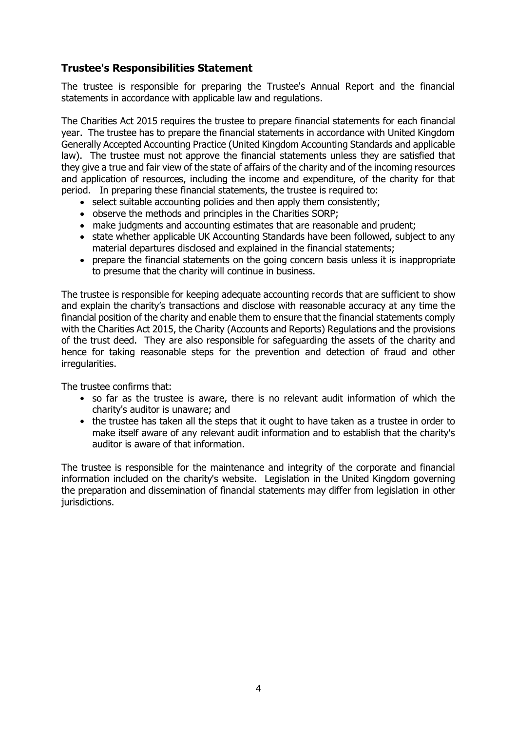## Trustee's Responsibilities Statement

The trustee is responsible for preparing the Trustee's Annual Report and the financial statements in accordance with applicable law and regulations.

The Charities Act 2015 requires the trustee to prepare financial statements for each financial year. The trustee has to prepare the financial statements in accordance with United Kingdom Generally Accepted Accounting Practice (United Kingdom Accounting Standards and applicable law). The trustee must not approve the financial statements unless they are satisfied that they give a true and fair view of the state of affairs of the charity and of the incoming resources and application of resources, including the income and expenditure, of the charity for that period. In preparing these financial statements, the trustee is required to:

- select suitable accounting policies and then apply them consistently;
- observe the methods and principles in the Charities SORP;
- make judgments and accounting estimates that are reasonable and prudent;
- state whether applicable UK Accounting Standards have been followed, subject to any material departures disclosed and explained in the financial statements;
- prepare the financial statements on the going concern basis unless it is inappropriate to presume that the charity will continue in business.

The trustee is responsible for keeping adequate accounting records that are sufficient to show and explain the charity's transactions and disclose with reasonable accuracy at any time the financial position of the charity and enable them to ensure that the financial statements comply with the Charities Act 2015, the Charity (Accounts and Reports) Regulations and the provisions of the trust deed. They are also responsible for safeguarding the assets of the charity and hence for taking reasonable steps for the prevention and detection of fraud and other irregularities.

The trustee confirms that:

- so far as the trustee is aware, there is no relevant audit information of which the charity's auditor is unaware; and
- the trustee has taken all the steps that it ought to have taken as a trustee in order to make itself aware of any relevant audit information and to establish that the charity's auditor is aware of that information.

The trustee is responsible for the maintenance and integrity of the corporate and financial information included on the charity's website. Legislation in the United Kingdom governing the preparation and dissemination of financial statements may differ from legislation in other jurisdictions.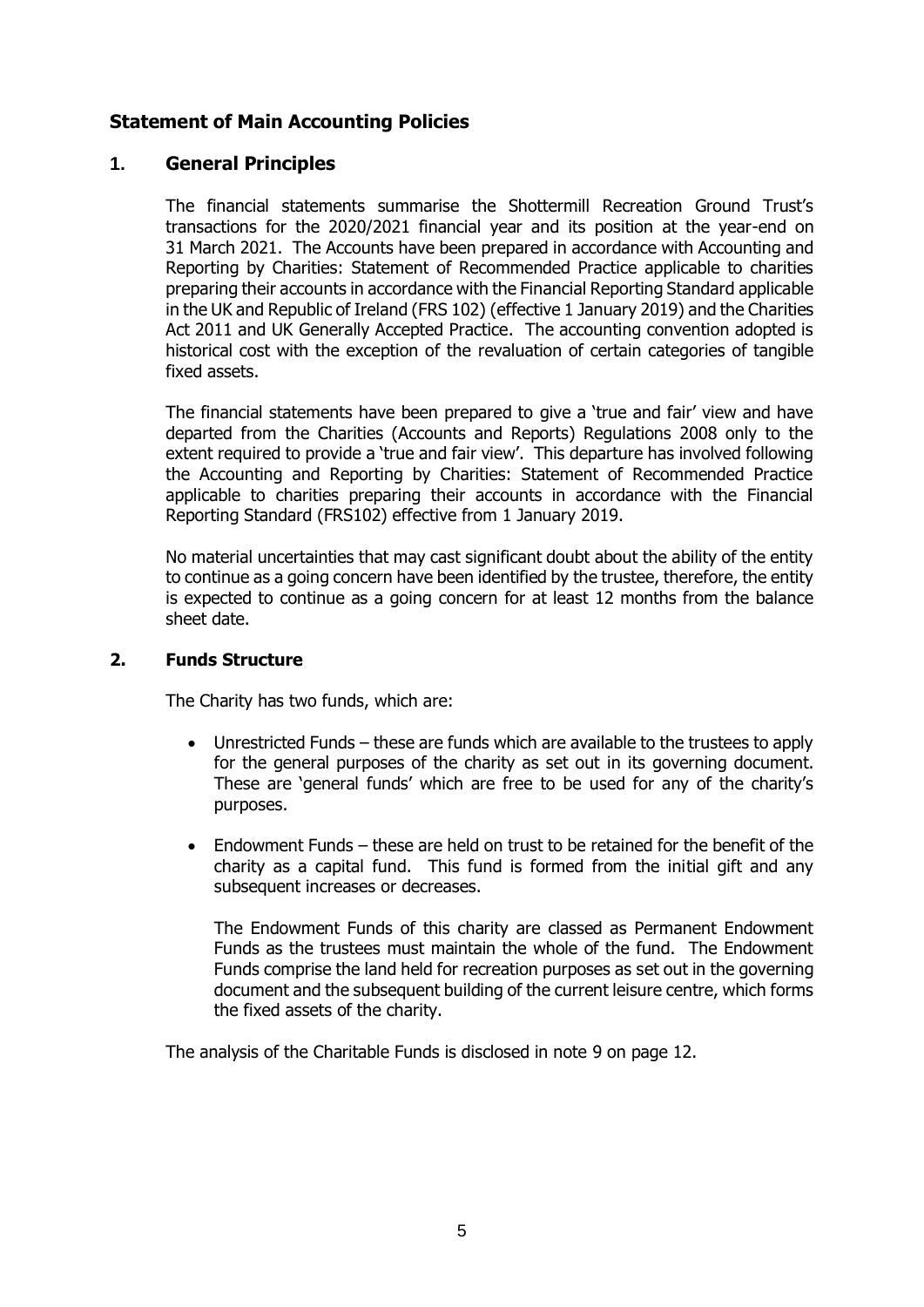# Statement of Main Accounting Policies

## 1. General Principles

The financial statements summarise the Shottermill Recreation Ground Trust's transactions for the 2020/2021 financial year and its position at the year-end on 31 March 2021. The Accounts have been prepared in accordance with Accounting and Reporting by Charities: Statement of Recommended Practice applicable to charities preparing their accounts in accordance with the Financial Reporting Standard applicable in the UK and Republic of Ireland (FRS 102) (effective 1 January 2019) and the Charities Act 2011 and UK Generally Accepted Practice. The accounting convention adopted is historical cost with the exception of the revaluation of certain categories of tangible fixed assets.

The financial statements have been prepared to give a 'true and fair' view and have departed from the Charities (Accounts and Reports) Regulations 2008 only to the extent required to provide a 'true and fair view'. This departure has involved following the Accounting and Reporting by Charities: Statement of Recommended Practice applicable to charities preparing their accounts in accordance with the Financial Reporting Standard (FRS102) effective from 1 January 2019.

No material uncertainties that may cast significant doubt about the ability of the entity to continue as a going concern have been identified by the trustee, therefore, the entity is expected to continue as a going concern for at least 12 months from the balance sheet date.

## 2. Funds Structure

The Charity has two funds, which are:

- Unrestricted Funds – these are funds which are available to the trustees to apply for the general purposes of the charity as set out in its governing document. These are 'general funds' which are free to be used for any of the charity's purposes.

- Endowment Funds – these are held on trust to be retained for the benefit of the charity as a capital fund. This fund is formed from the initial gift and any subsequent increases or decreases.

  The Endowment Funds of this charity are classed as Permanent Endowment Funds as the trustees must maintain the whole of the fund. The Endowment Funds comprise the land held for recreation purposes as set out in the governing document and the subsequent building of the current leisure centre, which forms the fixed assets of the charity.

The analysis of the Charitable Funds is disclosed in note 9 on page 12.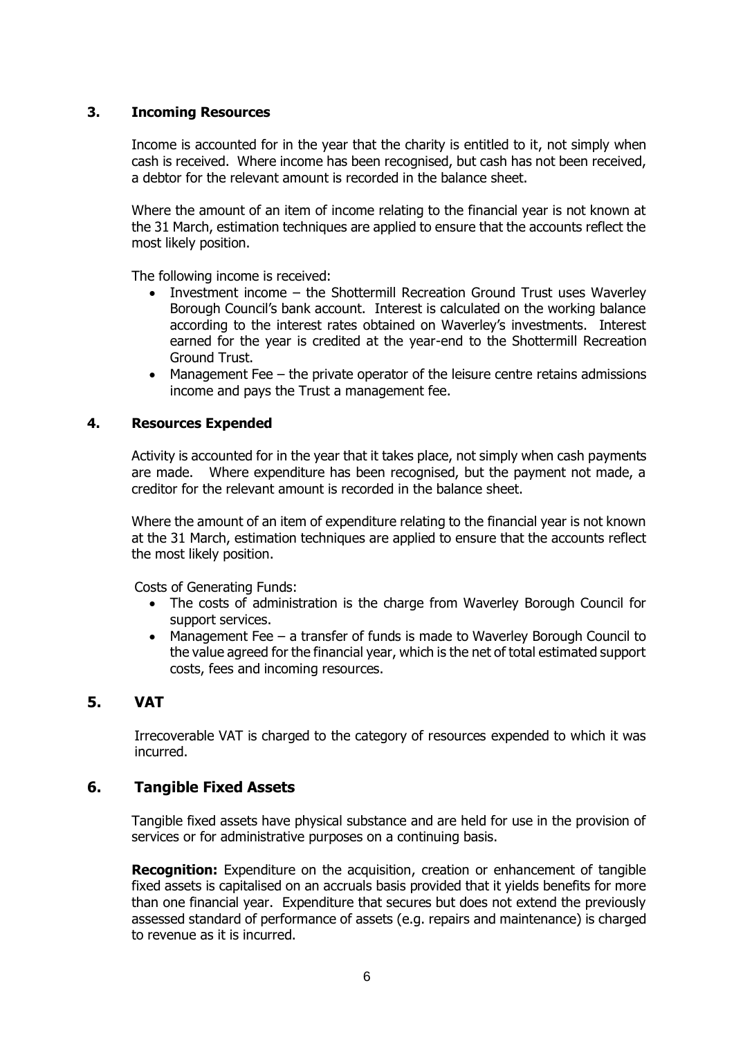## 3. Incoming Resources

Income is accounted for in the year that the charity is entitled to it, not simply when cash is received. Where income has been recognised, but cash has not been received, a debtor for the relevant amount is recorded in the balance sheet.

Where the amount of an item of income relating to the financial year is not known at the 31 March, estimation techniques are applied to ensure that the accounts reflect the most likely position.

The following income is received:

- Investment income – the Shottermill Recreation Ground Trust uses Waverley Borough Council's bank account. Interest is calculated on the working balance according to the interest rates obtained on Waverley's investments. Interest earned for the year is credited at the year-end to the Shottermill Recreation Ground Trust.
- Management Fee – the private operator of the leisure centre retains admissions income and pays the Trust a management fee.

## 4. Resources Expended

Activity is accounted for in the year that it takes place, not simply when cash payments are made. Where expenditure has been recognised, but the payment not made, a creditor for the relevant amount is recorded in the balance sheet.

Where the amount of an item of expenditure relating to the financial year is not known at the 31 March, estimation techniques are applied to ensure that the accounts reflect the most likely position.

Costs of Generating Funds:

- The costs of administration is the charge from Waverley Borough Council for support services.
- Management Fee – a transfer of funds is made to Waverley Borough Council to the value agreed for the financial year, which is the net of total estimated support costs, fees and incoming resources.

## 5. VAT

Irrecoverable VAT is charged to the category of resources expended to which it was incurred.

## 6. Tangible Fixed Assets

Tangible fixed assets have physical substance and are held for use in the provision of services or for administrative purposes on a continuing basis.

**Recognition:** Expenditure on the acquisition, creation or enhancement of tangible fixed assets is capitalised on an accruals basis provided that it yields benefits for more than one financial year. Expenditure that secures but does not extend the previously assessed standard of performance of assets (e.g. repairs and maintenance) is charged to revenue as it is incurred.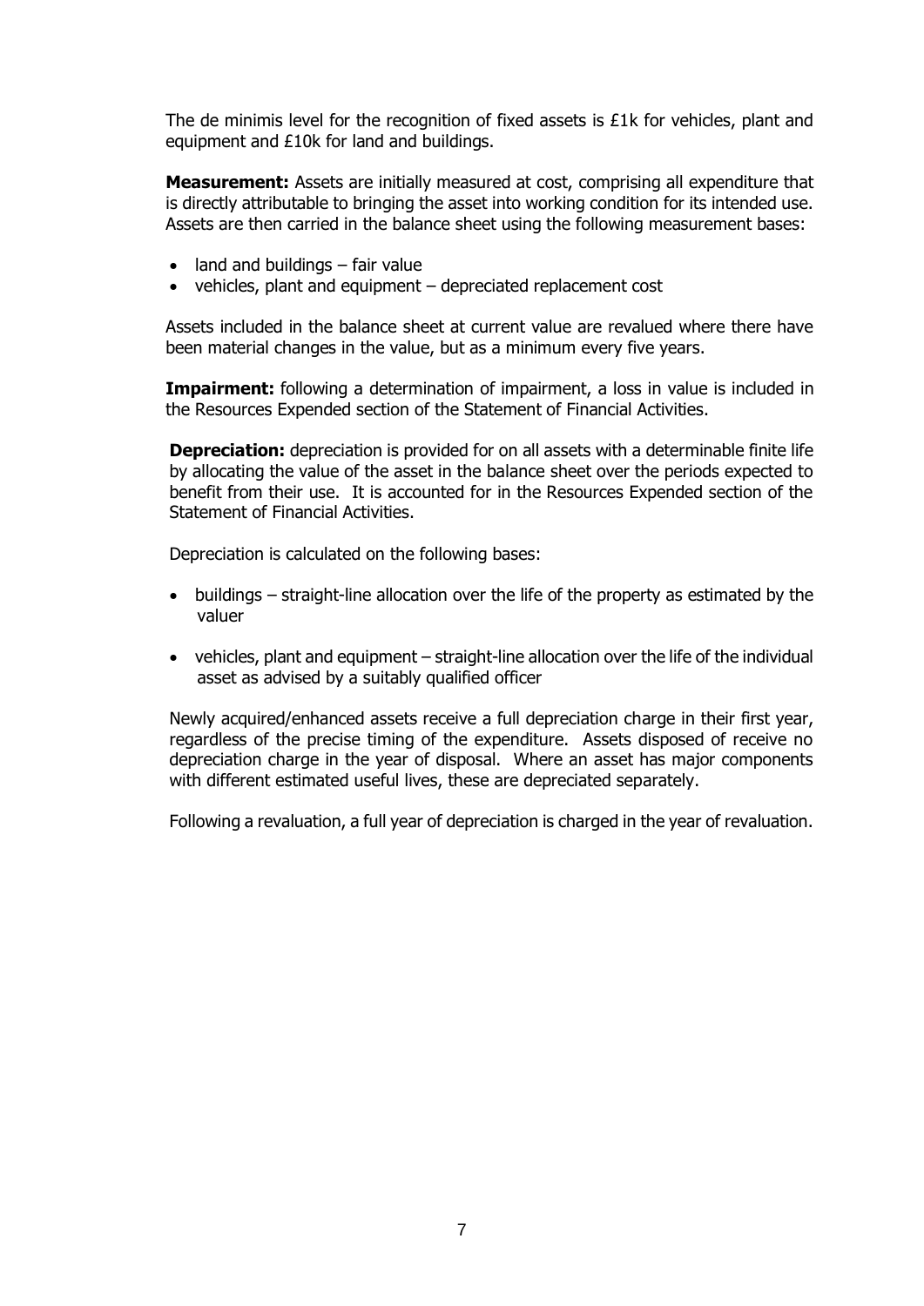The de minimis level for the recognition of fixed assets is £1k for vehicles, plant and equipment and £10k for land and buildings.

**Measurement:** Assets are initially measured at cost, comprising all expenditure that is directly attributable to bringing the asset into working condition for its intended use. Assets are then carried in the balance sheet using the following measurement bases:

- land and buildings – fair value
- vehicles, plant and equipment – depreciated replacement cost

Assets included in the balance sheet at current value are revalued where there have been material changes in the value, but as a minimum every five years.

**Impairment:** following a determination of impairment, a loss in value is included in the Resources Expended section of the Statement of Financial Activities.

**Depreciation:** depreciation is provided for on all assets with a determinable finite life by allocating the value of the asset in the balance sheet over the periods expected to benefit from their use. It is accounted for in the Resources Expended section of the Statement of Financial Activities.

Depreciation is calculated on the following bases:

- buildings – straight-line allocation over the life of the property as estimated by the valuer
- vehicles, plant and equipment – straight-line allocation over the life of the individual asset as advised by a suitably qualified officer

Newly acquired/enhanced assets receive a full depreciation charge in their first year, regardless of the precise timing of the expenditure. Assets disposed of receive no depreciation charge in the year of disposal. Where an asset has major components with different estimated useful lives, these are depreciated separately.

Following a revaluation, a full year of depreciation is charged in the year of revaluation.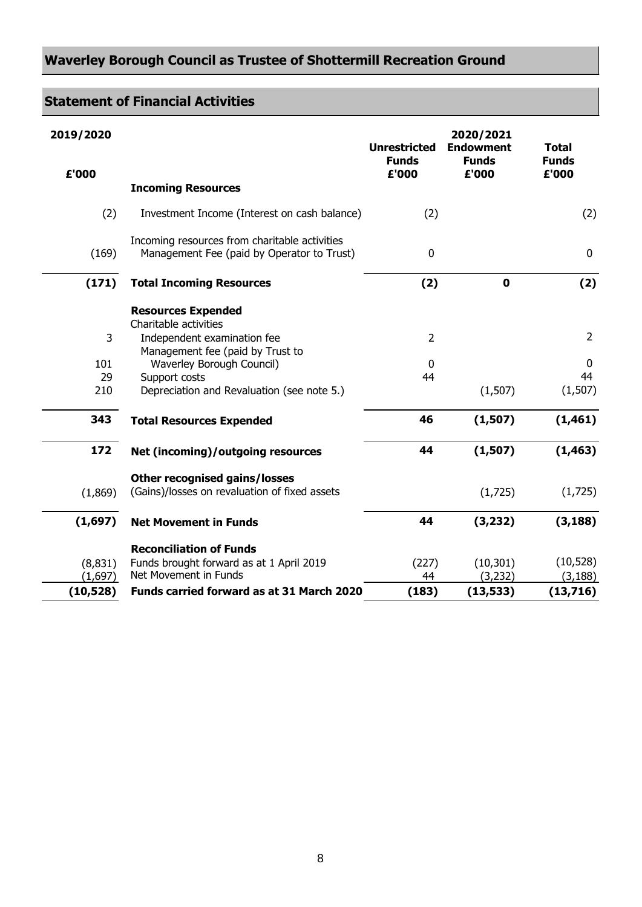# Waverley Borough Council as Trustee of Shottermill Recreation Ground

## Statement of Financial Activities

| 2019/2020 | | 2020/2021 | | |
|---|---|---|---|---|
| £'000 | | Unrestricted Funds £'000 | Endowment Funds £'000 | Total Funds £'000 |
| | **Incoming Resources** | | | |
| (2) | Investment Income (Interest on cash balance) | (2) | | (2) |
| | Incoming resources from charitable activities | | | |
| (169) | Management Fee (paid by Operator to Trust) | 0 | | 0 |
| **(171)** | **Total Incoming Resources** | **(2)** | **0** | **(2)** |
| | **Resources Expended** | | | |
| | Charitable activities | | | |
| 3 | Independent examination fee | 2 | | 2 |
| | Management fee (paid by Trust to | | | |
| 101 | Waverley Borough Council) | 0 | | 0 |
| 29 | Support costs | 44 | | 44 |
| 210 | Depreciation and Revaluation (see note 5.) | | (1,507) | (1,507) |
| **343** | **Total Resources Expended** | **46** | **(1,507)** | **(1,461)** |
| **172** | **Net (incoming)/outgoing resources** | **44** | **(1,507)** | **(1,463)** |
| | **Other recognised gains/losses** | | | |
| (1,869) | (Gains)/losses on revaluation of fixed assets | | (1,725) | (1,725) |
| **(1,697)** | **Net Movement in Funds** | **44** | **(3,232)** | **(3,188)** |
| | **Reconciliation of Funds** | | | |
| (8,831) | Funds brought forward as at 1 April 2019 | (227) | (10,301) | (10,528) |
| (1,697) | Net Movement in Funds | 44 | (3,232) | (3,188) |
| **(10,528)** | **Funds carried forward as at 31 March 2020** | **(183)** | **(13,533)** | **(13,716)** |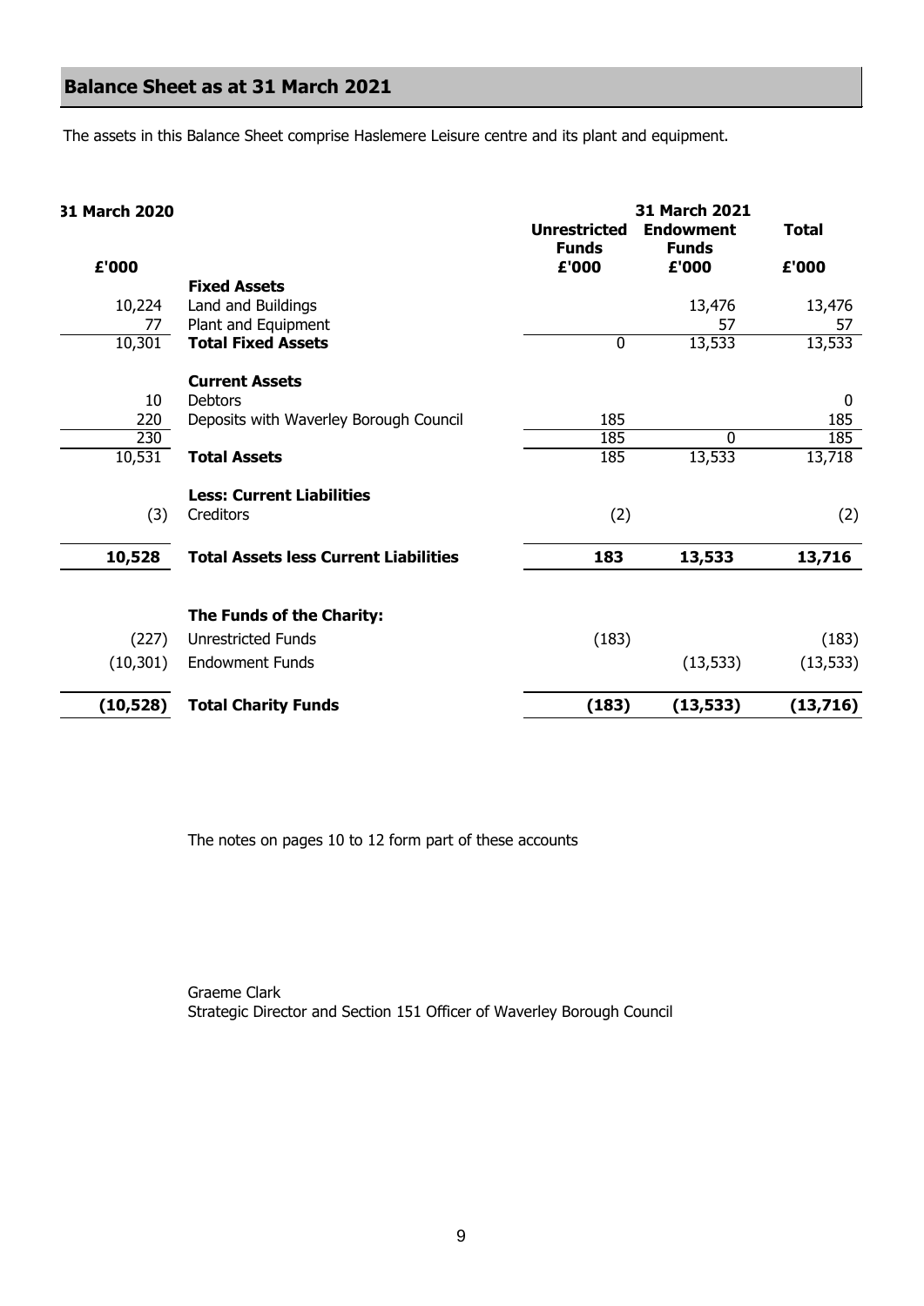# Balance Sheet as at 31 March 2021

The assets in this Balance Sheet comprise Haslemere Leisure centre and its plant and equipment.

| 31 March 2020 | | 31 March 2021 | | |
|---|---|---|---|---|
| | | Unrestricted Funds | Endowment Funds | Total |
| £'000 | | £'000 | £'000 | £'000 |
| | **Fixed Assets** | | | |
| 10,224 | Land and Buildings | | 13,476 | 13,476 |
| 77 | Plant and Equipment | | 57 | 57 |
| 10,301 | **Total Fixed Assets** | 0 | 13,533 | 13,533 |
| | **Current Assets** | | | |
| 10 | Debtors | | | 0 |
| 220 | Deposits with Waverley Borough Council | 185 | | 185 |
| 230 | | 185 | 0 | 185 |
| 10,531 | **Total Assets** | 185 | 13,533 | 13,718 |
| | **Less: Current Liabilities** | | | |
| (3) | Creditors | (2) | | (2) |
| **10,528** | **Total Assets less Current Liabilities** | **183** | **13,533** | **13,716** |
| | **The Funds of the Charity:** | | | |
| (227) | Unrestricted Funds | (183) | | (183) |
| (10,301) | Endowment Funds | | (13,533) | (13,533) |
| **(10,528)** | **Total Charity Funds** | **(183)** | **(13,533)** | **(13,716)** |

The notes on pages 10 to 12 form part of these accounts

Graeme Clark
Strategic Director and Section 151 Officer of Waverley Borough Council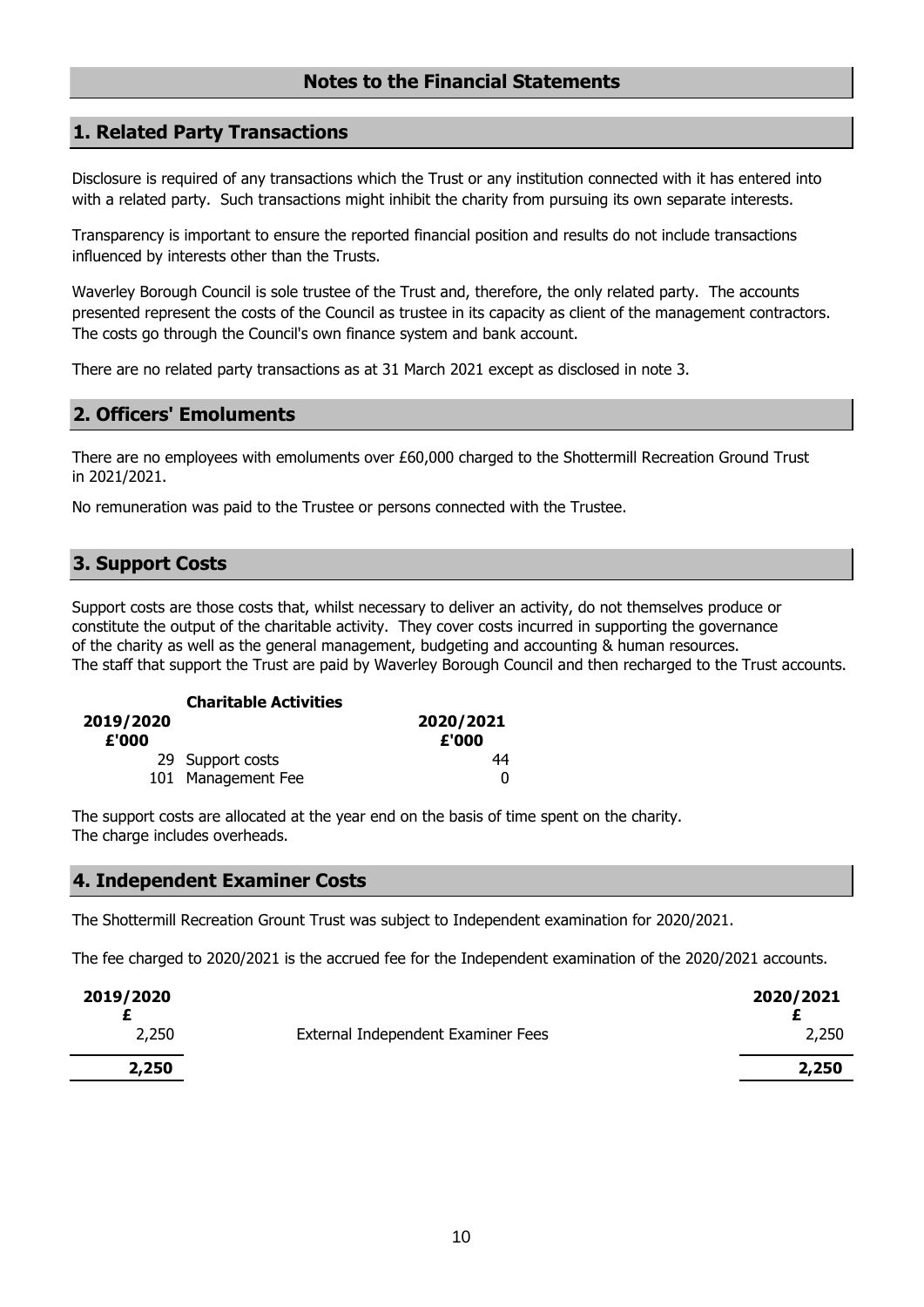# Notes to the Financial Statements

## 1. Related Party Transactions

Disclosure is required of any transactions which the Trust or any institution connected with it has entered into with a related party. Such transactions might inhibit the charity from pursuing its own separate interests.

Transparency is important to ensure the reported financial position and results do not include transactions influenced by interests other than the Trusts.

Waverley Borough Council is sole trustee of the Trust and, therefore, the only related party. The accounts presented represent the costs of the Council as trustee in its capacity as client of the management contractors. The costs go through the Council's own finance system and bank account.

There are no related party transactions as at 31 March 2021 except as disclosed in note 3.

## 2. Officers' Emoluments

There are no employees with emoluments over £60,000 charged to the Shottermill Recreation Ground Trust in 2021/2021.

No remuneration was paid to the Trustee or persons connected with the Trustee.

## 3. Support Costs

Support costs are those costs that, whilst necessary to deliver an activity, do not themselves produce or constitute the output of the charitable activity. They cover costs incurred in supporting the governance of the charity as well as the general management, budgeting and accounting & human resources.
The staff that support the Trust are paid by Waverley Borough Council and then recharged to the Trust accounts.

| 2019/2020 £'000 | Charitable Activities | 2020/2021 £'000 |
|---|---|---|
| 29 | Support costs | 44 |
| 101 | Management Fee | 0 |

The support costs are allocated at the year end on the basis of time spent on the charity.
The charge includes overheads.

## 4. Independent Examiner Costs

The Shottermill Recreation Grount Trust was subject to Independent examination for 2020/2021.

The fee charged to 2020/2021 is the accrued fee for the Independent examination of the 2020/2021 accounts.

| 2019/2020 £ | | 2020/2021 £ |
|---|---|---|
| 2,250 | External Independent Examiner Fees | 2,250 |
| **2,250** | | **2,250** |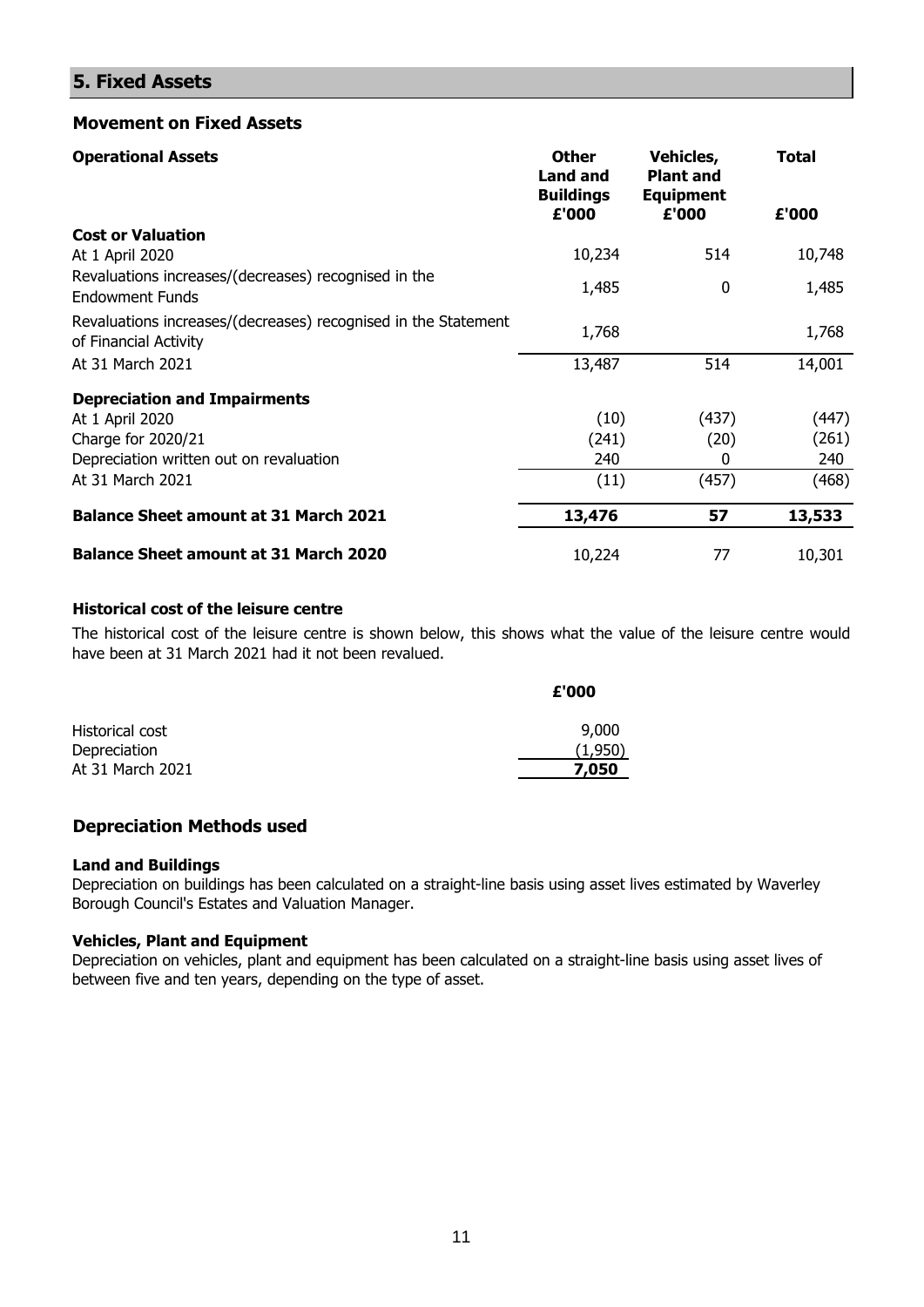## 5. Fixed Assets

### Movement on Fixed Assets

| **Operational Assets** | **Other Land and Buildings £'000** | **Vehicles, Plant and Equipment £'000** | **Total £'000** |
|---|---|---|---|
| **Cost or Valuation** | | | |
| At 1 April 2020 | 10,234 | 514 | 10,748 |
| Revaluations increases/(decreases) recognised in the Endowment Funds | 1,485 | 0 | 1,485 |
| Revaluations increases/(decreases) recognised in the Statement of Financial Activity | 1,768 | | 1,768 |
| At 31 March 2021 | 13,487 | 514 | 14,001 |
| **Depreciation and Impairments** | | | |
| At 1 April 2020 | (10) | (437) | (447) |
| Charge for 2020/21 | (241) | (20) | (261) |
| Depreciation written out on revaluation | 240 | 0 | 240 |
| At 31 March 2021 | (11) | (457) | (468) |
| **Balance Sheet amount at 31 March 2021** | **13,476** | **57** | **13,533** |
| **Balance Sheet amount at 31 March 2020** | 10,224 | 77 | 10,301 |

#### Historical cost of the leisure centre

The historical cost of the leisure centre is shown below, this shows what the value of the leisure centre would have been at 31 March 2021 had it not been revalued.

| | **£'000** |
|---|---|
| Historical cost | 9,000 |
| Depreciation | (1,950) |
| At 31 March 2021 | **7,050** |

### Depreciation Methods used

#### Land and Buildings

Depreciation on buildings has been calculated on a straight-line basis using asset lives estimated by Waverley Borough Council's Estates and Valuation Manager.

#### Vehicles, Plant and Equipment

Depreciation on vehicles, plant and equipment has been calculated on a straight-line basis using asset lives of between five and ten years, depending on the type of asset.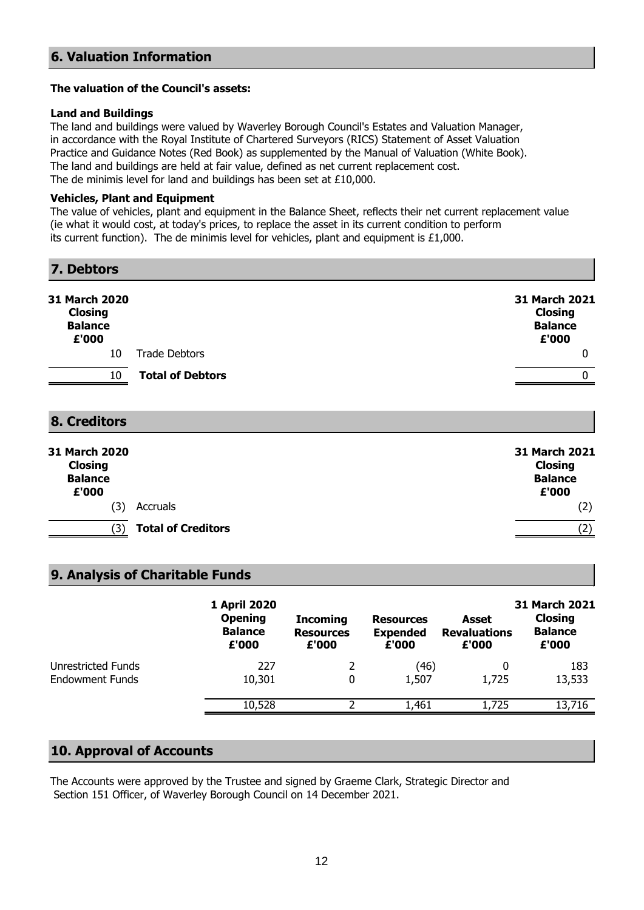## 6. Valuation Information

**The valuation of the Council's assets:**

**Land and Buildings**

The land and buildings were valued by Waverley Borough Council's Estates and Valuation Manager, in accordance with the Royal Institute of Chartered Surveyors (RICS) Statement of Asset Valuation Practice and Guidance Notes (Red Book) as supplemented by the Manual of Valuation (White Book). The land and buildings are held at fair value, defined as net current replacement cost. The de minimis level for land and buildings has been set at £10,000.

**Vehicles, Plant and Equipment**

The value of vehicles, plant and equipment in the Balance Sheet, reflects their net current replacement value (ie what it would cost, at today's prices, to replace the asset in its current condition to perform its current function). The de minimis level for vehicles, plant and equipment is £1,000.

## 7. Debtors

| 31 March 2020 Closing Balance £'000 | | 31 March 2021 Closing Balance £'000 |
|---|---|---|
| 10 | Trade Debtors | 0 |
| 10 | **Total of Debtors** | 0 |

## 8. Creditors

| 31 March 2020 Closing Balance £'000 | | 31 March 2021 Closing Balance £'000 |
|---|---|---|
| (3) | Accruals | (2) |
| (3) | **Total of Creditors** | (2) |

## 9. Analysis of Charitable Funds

| | 1 April 2020 Opening Balance £'000 | Incoming Resources £'000 | Resources Expended £'000 | Asset Revaluations £'000 | 31 March 2021 Closing Balance £'000 |
|---|---|---|---|---|---|
| Unrestricted Funds | 227 | 2 | (46) | 0 | 183 |
| Endowment Funds | 10,301 | 0 | 1,507 | 1,725 | 13,533 |
| | 10,528 | 2 | 1,461 | 1,725 | 13,716 |

## 10. Approval of Accounts

The Accounts were approved by the Trustee and signed by Graeme Clark, Strategic Director and Section 151 Officer, of Waverley Borough Council on 14 December 2021.